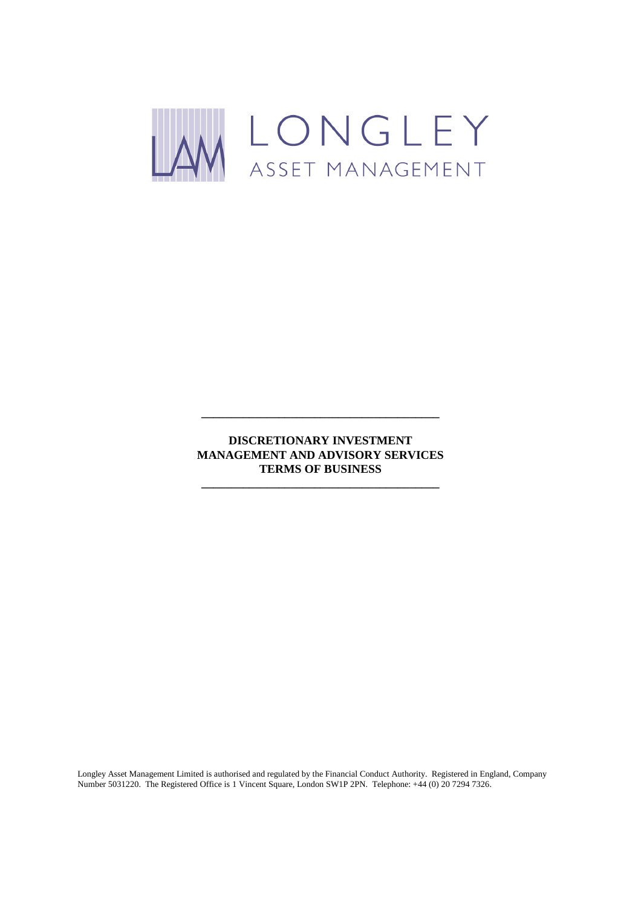LONGLEY

ASSET MANAGEMENT

---

**DISCRETIONARY INVESTMENT**
**MANAGEMENT AND ADVISORY SERVICES**
**TERMS OF BUSINESS**

---

Longley Asset Management Limited is authorised and regulated by the Financial Conduct Authority. Registered in England, Company Number 5031220. The Registered Office is 1 Vincent Square, London SW1P 2PN. Telephone: +44 (0) 20 7294 7326.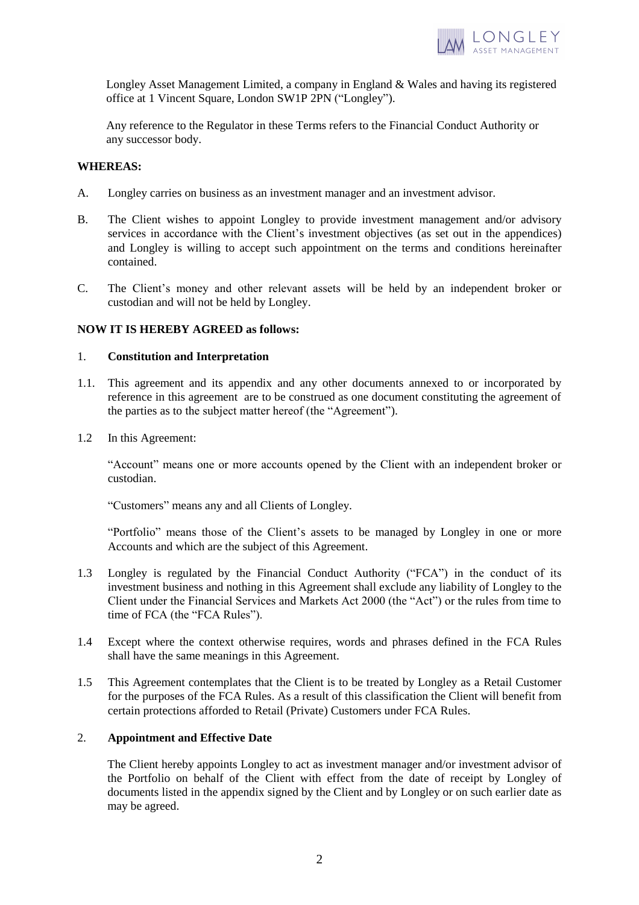Longley Asset Management Limited, a company in England & Wales and having its registered office at 1 Vincent Square, London SW1P 2PN ("Longley").

Any reference to the Regulator in these Terms refers to the Financial Conduct Authority or any successor body.

**WHEREAS:**

A. Longley carries on business as an investment manager and an investment advisor.

B. The Client wishes to appoint Longley to provide investment management and/or advisory services in accordance with the Client's investment objectives (as set out in the appendices) and Longley is willing to accept such appointment on the terms and conditions hereinafter contained.

C. The Client's money and other relevant assets will be held by an independent broker or custodian and will not be held by Longley.

**NOW IT IS HEREBY AGREED as follows:**

1. **Constitution and Interpretation**

1.1. This agreement and its appendix and any other documents annexed to or incorporated by reference in this agreement are to be construed as one document constituting the agreement of the parties as to the subject matter hereof (the "Agreement").

1.2 In this Agreement:

"Account" means one or more accounts opened by the Client with an independent broker or custodian.

"Customers" means any and all Clients of Longley.

"Portfolio" means those of the Client's assets to be managed by Longley in one or more Accounts and which are the subject of this Agreement.

1.3 Longley is regulated by the Financial Conduct Authority ("FCA") in the conduct of its investment business and nothing in this Agreement shall exclude any liability of Longley to the Client under the Financial Services and Markets Act 2000 (the "Act") or the rules from time to time of FCA (the "FCA Rules").

1.4 Except where the context otherwise requires, words and phrases defined in the FCA Rules shall have the same meanings in this Agreement.

1.5 This Agreement contemplates that the Client is to be treated by Longley as a Retail Customer for the purposes of the FCA Rules. As a result of this classification the Client will benefit from certain protections afforded to Retail (Private) Customers under FCA Rules.

2. **Appointment and Effective Date**

The Client hereby appoints Longley to act as investment manager and/or investment advisor of the Portfolio on behalf of the Client with effect from the date of receipt by Longley of documents listed in the appendix signed by the Client and by Longley or on such earlier date as may be agreed.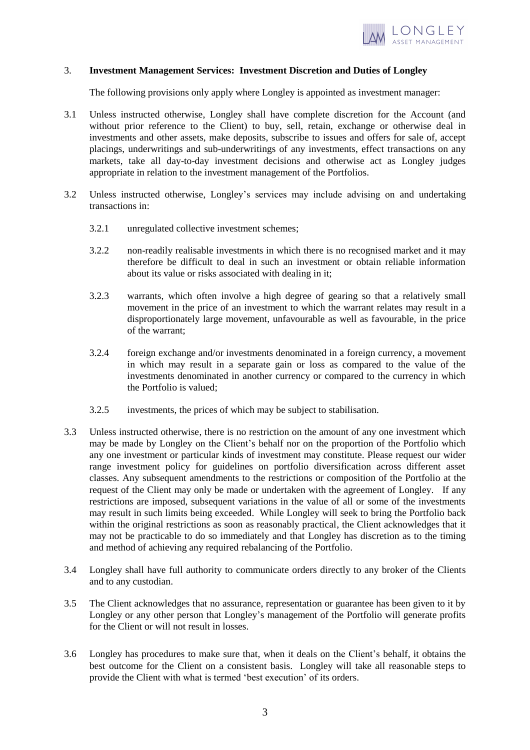## 3. **Investment Management Services: Investment Discretion and Duties of Longley**

The following provisions only apply where Longley is appointed as investment manager:

3.1 Unless instructed otherwise, Longley shall have complete discretion for the Account (and without prior reference to the Client) to buy, sell, retain, exchange or otherwise deal in investments and other assets, make deposits, subscribe to issues and offers for sale of, accept placings, underwritings and sub-underwritings of any investments, effect transactions on any markets, take all day-to-day investment decisions and otherwise act as Longley judges appropriate in relation to the investment management of the Portfolios.

3.2 Unless instructed otherwise, Longley's services may include advising on and undertaking transactions in:

   3.2.1 unregulated collective investment schemes;

   3.2.2 non-readily realisable investments in which there is no recognised market and it may therefore be difficult to deal in such an investment or obtain reliable information about its value or risks associated with dealing in it;

   3.2.3 warrants, which often involve a high degree of gearing so that a relatively small movement in the price of an investment to which the warrant relates may result in a disproportionately large movement, unfavourable as well as favourable, in the price of the warrant;

   3.2.4 foreign exchange and/or investments denominated in a foreign currency, a movement in which may result in a separate gain or loss as compared to the value of the investments denominated in another currency or compared to the currency in which the Portfolio is valued;

   3.2.5 investments, the prices of which may be subject to stabilisation.

3.3 Unless instructed otherwise, there is no restriction on the amount of any one investment which may be made by Longley on the Client's behalf nor on the proportion of the Portfolio which any one investment or particular kinds of investment may constitute. Please request our wider range investment policy for guidelines on portfolio diversification across different asset classes. Any subsequent amendments to the restrictions or composition of the Portfolio at the request of the Client may only be made or undertaken with the agreement of Longley. If any restrictions are imposed, subsequent variations in the value of all or some of the investments may result in such limits being exceeded. While Longley will seek to bring the Portfolio back within the original restrictions as soon as reasonably practical, the Client acknowledges that it may not be practicable to do so immediately and that Longley has discretion as to the timing and method of achieving any required rebalancing of the Portfolio.

3.4 Longley shall have full authority to communicate orders directly to any broker of the Clients and to any custodian.

3.5 The Client acknowledges that no assurance, representation or guarantee has been given to it by Longley or any other person that Longley's management of the Portfolio will generate profits for the Client or will not result in losses.

3.6 Longley has procedures to make sure that, when it deals on the Client's behalf, it obtains the best outcome for the Client on a consistent basis. Longley will take all reasonable steps to provide the Client with what is termed 'best execution' of its orders.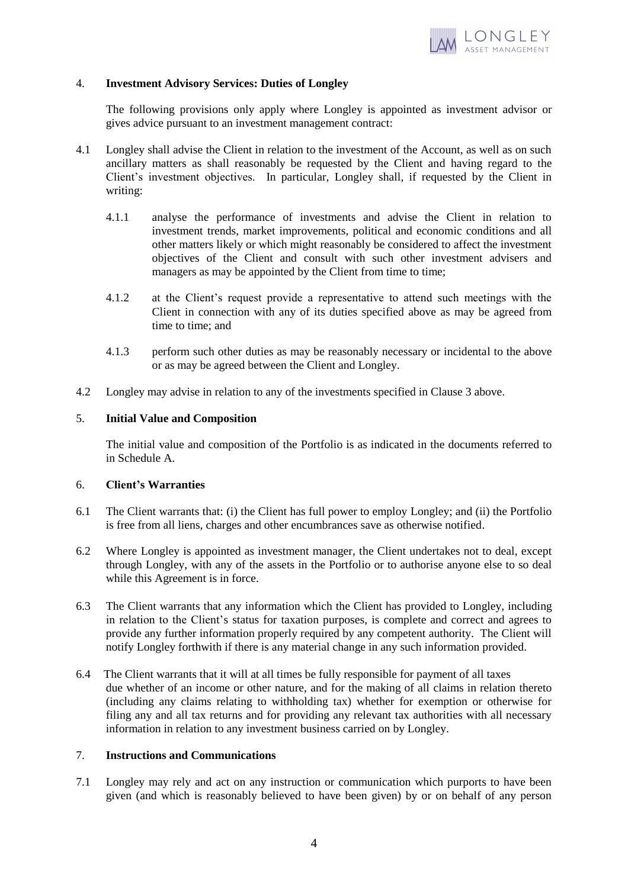## 4. **Investment Advisory Services: Duties of Longley**

The following provisions only apply where Longley is appointed as investment advisor or gives advice pursuant to an investment management contract:

4.1 Longley shall advise the Client in relation to the investment of the Account, as well as on such ancillary matters as shall reasonably be requested by the Client and having regard to the Client's investment objectives. In particular, Longley shall, if requested by the Client in writing:

4.1.1 analyse the performance of investments and advise the Client in relation to investment trends, market improvements, political and economic conditions and all other matters likely or which might reasonably be considered to affect the investment objectives of the Client and consult with such other investment advisers and managers as may be appointed by the Client from time to time;

4.1.2 at the Client's request provide a representative to attend such meetings with the Client in connection with any of its duties specified above as may be agreed from time to time; and

4.1.3 perform such other duties as may be reasonably necessary or incidental to the above or as may be agreed between the Client and Longley.

4.2 Longley may advise in relation to any of the investments specified in Clause 3 above.

## 5. **Initial Value and Composition**

The initial value and composition of the Portfolio is as indicated in the documents referred to in Schedule A.

## 6. **Client's Warranties**

6.1 The Client warrants that: (i) the Client has full power to employ Longley; and (ii) the Portfolio is free from all liens, charges and other encumbrances save as otherwise notified.

6.2 Where Longley is appointed as investment manager, the Client undertakes not to deal, except through Longley, with any of the assets in the Portfolio or to authorise anyone else to so deal while this Agreement is in force.

6.3 The Client warrants that any information which the Client has provided to Longley, including in relation to the Client's status for taxation purposes, is complete and correct and agrees to provide any further information properly required by any competent authority. The Client will notify Longley forthwith if there is any material change in any such information provided.

6.4 The Client warrants that it will at all times be fully responsible for payment of all taxes due whether of an income or other nature, and for the making of all claims in relation thereto (including any claims relating to withholding tax) whether for exemption or otherwise for filing any and all tax returns and for providing any relevant tax authorities with all necessary information in relation to any investment business carried on by Longley.

## 7. **Instructions and Communications**

7.1 Longley may rely and act on any instruction or communication which purports to have been given (and which is reasonably believed to have been given) by or on behalf of any person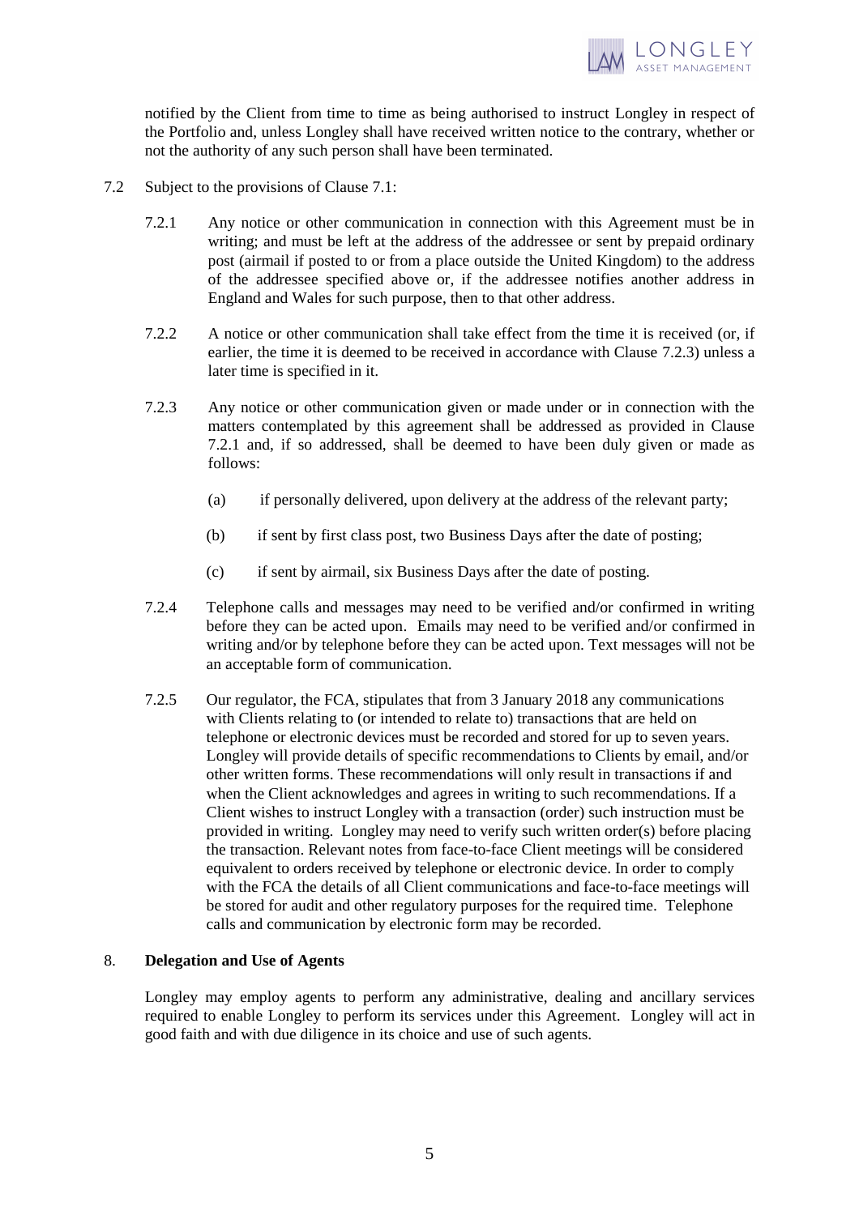notified by the Client from time to time as being authorised to instruct Longley in respect of the Portfolio and, unless Longley shall have received written notice to the contrary, whether or not the authority of any such person shall have been terminated.

7.2 Subject to the provisions of Clause 7.1:

7.2.1 Any notice or other communication in connection with this Agreement must be in writing; and must be left at the address of the addressee or sent by prepaid ordinary post (airmail if posted to or from a place outside the United Kingdom) to the address of the addressee specified above or, if the addressee notifies another address in England and Wales for such purpose, then to that other address.

7.2.2 A notice or other communication shall take effect from the time it is received (or, if earlier, the time it is deemed to be received in accordance with Clause 7.2.3) unless a later time is specified in it.

7.2.3 Any notice or other communication given or made under or in connection with the matters contemplated by this agreement shall be addressed as provided in Clause 7.2.1 and, if so addressed, shall be deemed to have been duly given or made as follows:

(a) if personally delivered, upon delivery at the address of the relevant party;

(b) if sent by first class post, two Business Days after the date of posting;

(c) if sent by airmail, six Business Days after the date of posting.

7.2.4 Telephone calls and messages may need to be verified and/or confirmed in writing before they can be acted upon. Emails may need to be verified and/or confirmed in writing and/or by telephone before they can be acted upon. Text messages will not be an acceptable form of communication.

7.2.5 Our regulator, the FCA, stipulates that from 3 January 2018 any communications with Clients relating to (or intended to relate to) transactions that are held on telephone or electronic devices must be recorded and stored for up to seven years. Longley will provide details of specific recommendations to Clients by email, and/or other written forms. These recommendations will only result in transactions if and when the Client acknowledges and agrees in writing to such recommendations. If a Client wishes to instruct Longley with a transaction (order) such instruction must be provided in writing. Longley may need to verify such written order(s) before placing the transaction. Relevant notes from face-to-face Client meetings will be considered equivalent to orders received by telephone or electronic device. In order to comply with the FCA the details of all Client communications and face-to-face meetings will be stored for audit and other regulatory purposes for the required time. Telephone calls and communication by electronic form may be recorded.

## 8. Delegation and Use of Agents

Longley may employ agents to perform any administrative, dealing and ancillary services required to enable Longley to perform its services under this Agreement. Longley will act in good faith and with due diligence in its choice and use of such agents.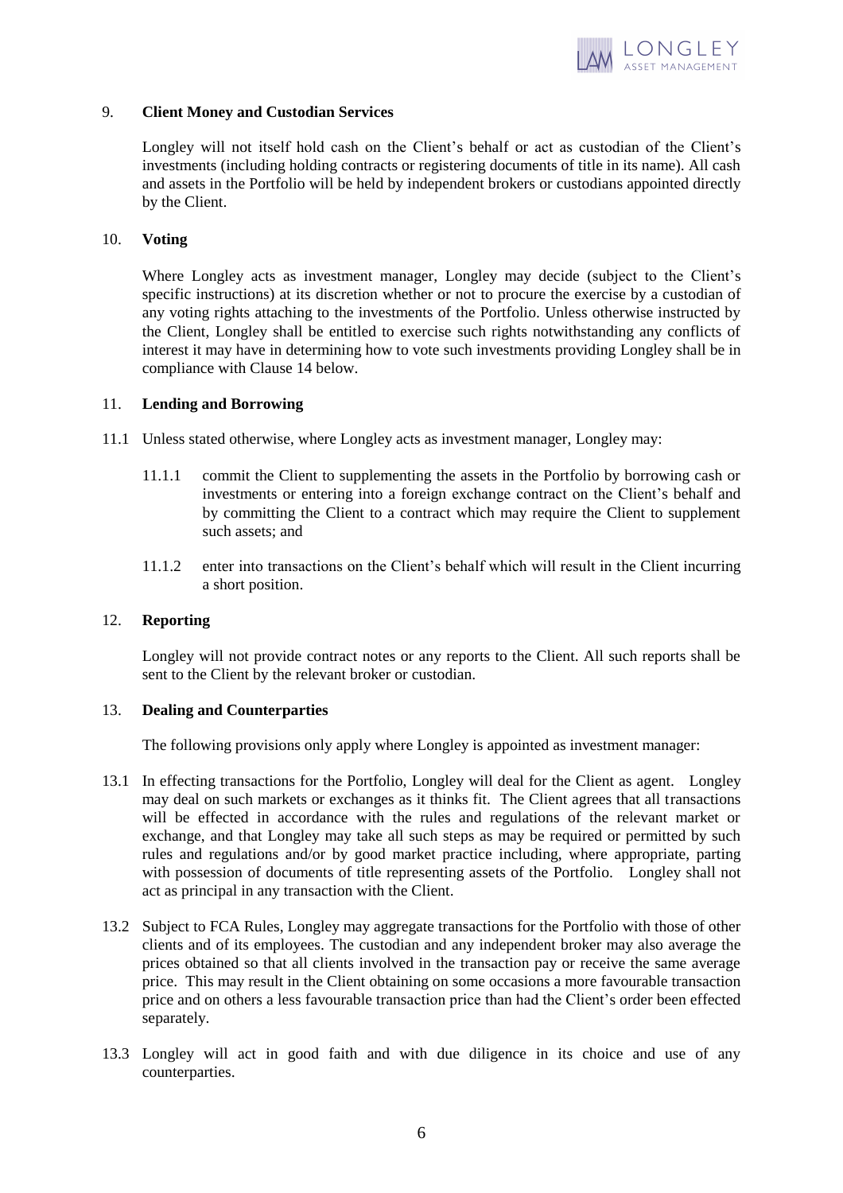## 9. **Client Money and Custodian Services**

Longley will not itself hold cash on the Client's behalf or act as custodian of the Client's investments (including holding contracts or registering documents of title in its name). All cash and assets in the Portfolio will be held by independent brokers or custodians appointed directly by the Client.

## 10. **Voting**

Where Longley acts as investment manager, Longley may decide (subject to the Client's specific instructions) at its discretion whether or not to procure the exercise by a custodian of any voting rights attaching to the investments of the Portfolio. Unless otherwise instructed by the Client, Longley shall be entitled to exercise such rights notwithstanding any conflicts of interest it may have in determining how to vote such investments providing Longley shall be in compliance with Clause 14 below.

## 11. **Lending and Borrowing**

11.1 Unless stated otherwise, where Longley acts as investment manager, Longley may:

11.1.1 commit the Client to supplementing the assets in the Portfolio by borrowing cash or investments or entering into a foreign exchange contract on the Client's behalf and by committing the Client to a contract which may require the Client to supplement such assets; and

11.1.2 enter into transactions on the Client's behalf which will result in the Client incurring a short position.

## 12. **Reporting**

Longley will not provide contract notes or any reports to the Client. All such reports shall be sent to the Client by the relevant broker or custodian.

## 13. **Dealing and Counterparties**

The following provisions only apply where Longley is appointed as investment manager:

13.1 In effecting transactions for the Portfolio, Longley will deal for the Client as agent. Longley may deal on such markets or exchanges as it thinks fit. The Client agrees that all transactions will be effected in accordance with the rules and regulations of the relevant market or exchange, and that Longley may take all such steps as may be required or permitted by such rules and regulations and/or by good market practice including, where appropriate, parting with possession of documents of title representing assets of the Portfolio. Longley shall not act as principal in any transaction with the Client.

13.2 Subject to FCA Rules, Longley may aggregate transactions for the Portfolio with those of other clients and of its employees. The custodian and any independent broker may also average the prices obtained so that all clients involved in the transaction pay or receive the same average price. This may result in the Client obtaining on some occasions a more favourable transaction price and on others a less favourable transaction price than had the Client's order been effected separately.

13.3 Longley will act in good faith and with due diligence in its choice and use of any counterparties.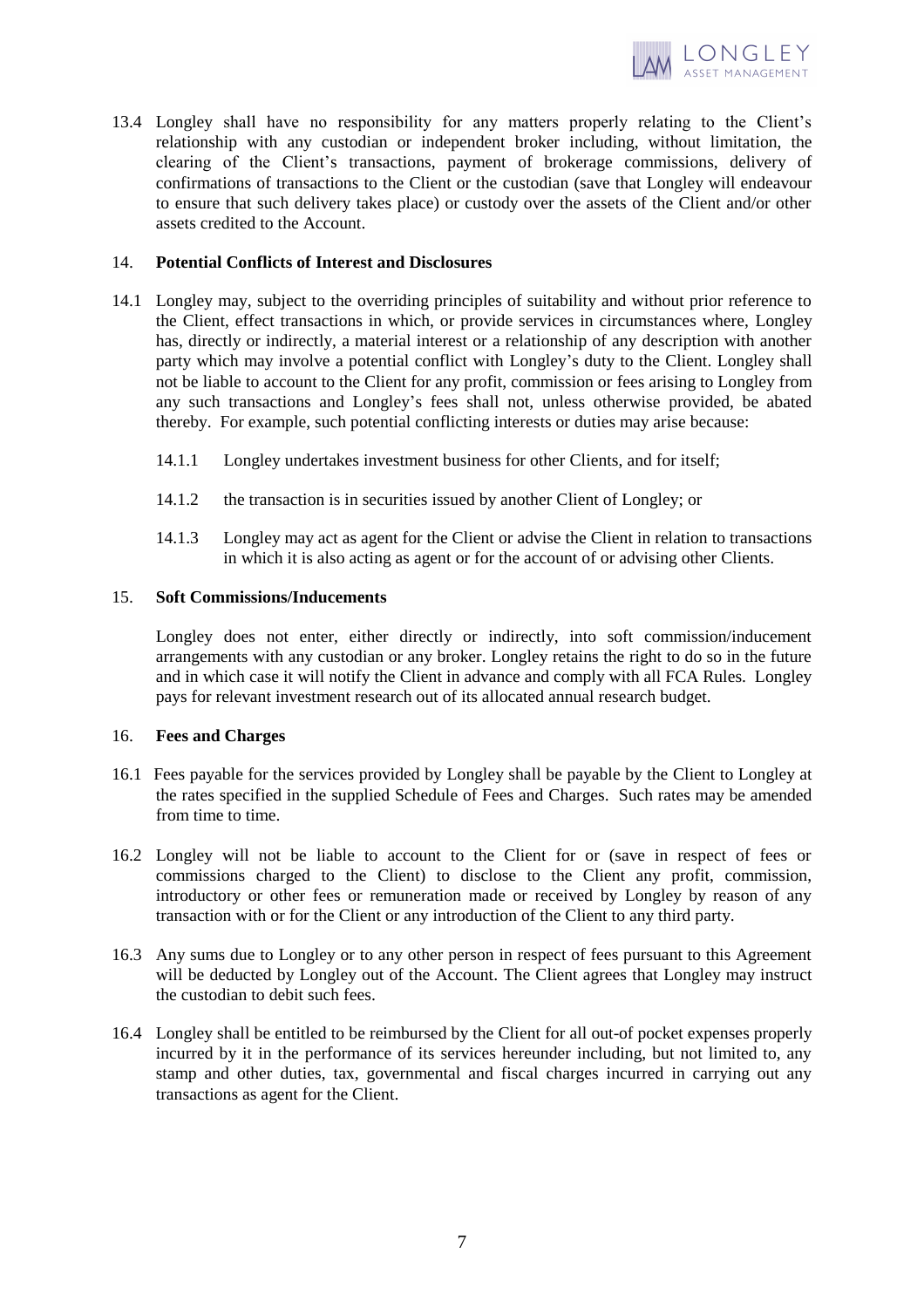13.4 Longley shall have no responsibility for any matters properly relating to the Client's relationship with any custodian or independent broker including, without limitation, the clearing of the Client's transactions, payment of brokerage commissions, delivery of confirmations of transactions to the Client or the custodian (save that Longley will endeavour to ensure that such delivery takes place) or custody over the assets of the Client and/or other assets credited to the Account.

## 14. Potential Conflicts of Interest and Disclosures

14.1 Longley may, subject to the overriding principles of suitability and without prior reference to the Client, effect transactions in which, or provide services in circumstances where, Longley has, directly or indirectly, a material interest or a relationship of any description with another party which may involve a potential conflict with Longley's duty to the Client. Longley shall not be liable to account to the Client for any profit, commission or fees arising to Longley from any such transactions and Longley's fees shall not, unless otherwise provided, be abated thereby. For example, such potential conflicting interests or duties may arise because:

14.1.1 Longley undertakes investment business for other Clients, and for itself;

14.1.2 the transaction is in securities issued by another Client of Longley; or

14.1.3 Longley may act as agent for the Client or advise the Client in relation to transactions in which it is also acting as agent or for the account of or advising other Clients.

## 15. Soft Commissions/Inducements

Longley does not enter, either directly or indirectly, into soft commission/inducement arrangements with any custodian or any broker. Longley retains the right to do so in the future and in which case it will notify the Client in advance and comply with all FCA Rules. Longley pays for relevant investment research out of its allocated annual research budget.

## 16. Fees and Charges

16.1 Fees payable for the services provided by Longley shall be payable by the Client to Longley at the rates specified in the supplied Schedule of Fees and Charges. Such rates may be amended from time to time.

16.2 Longley will not be liable to account to the Client for or (save in respect of fees or commissions charged to the Client) to disclose to the Client any profit, commission, introductory or other fees or remuneration made or received by Longley by reason of any transaction with or for the Client or any introduction of the Client to any third party.

16.3 Any sums due to Longley or to any other person in respect of fees pursuant to this Agreement will be deducted by Longley out of the Account. The Client agrees that Longley may instruct the custodian to debit such fees.

16.4 Longley shall be entitled to be reimbursed by the Client for all out-of pocket expenses properly incurred by it in the performance of its services hereunder including, but not limited to, any stamp and other duties, tax, governmental and fiscal charges incurred in carrying out any transactions as agent for the Client.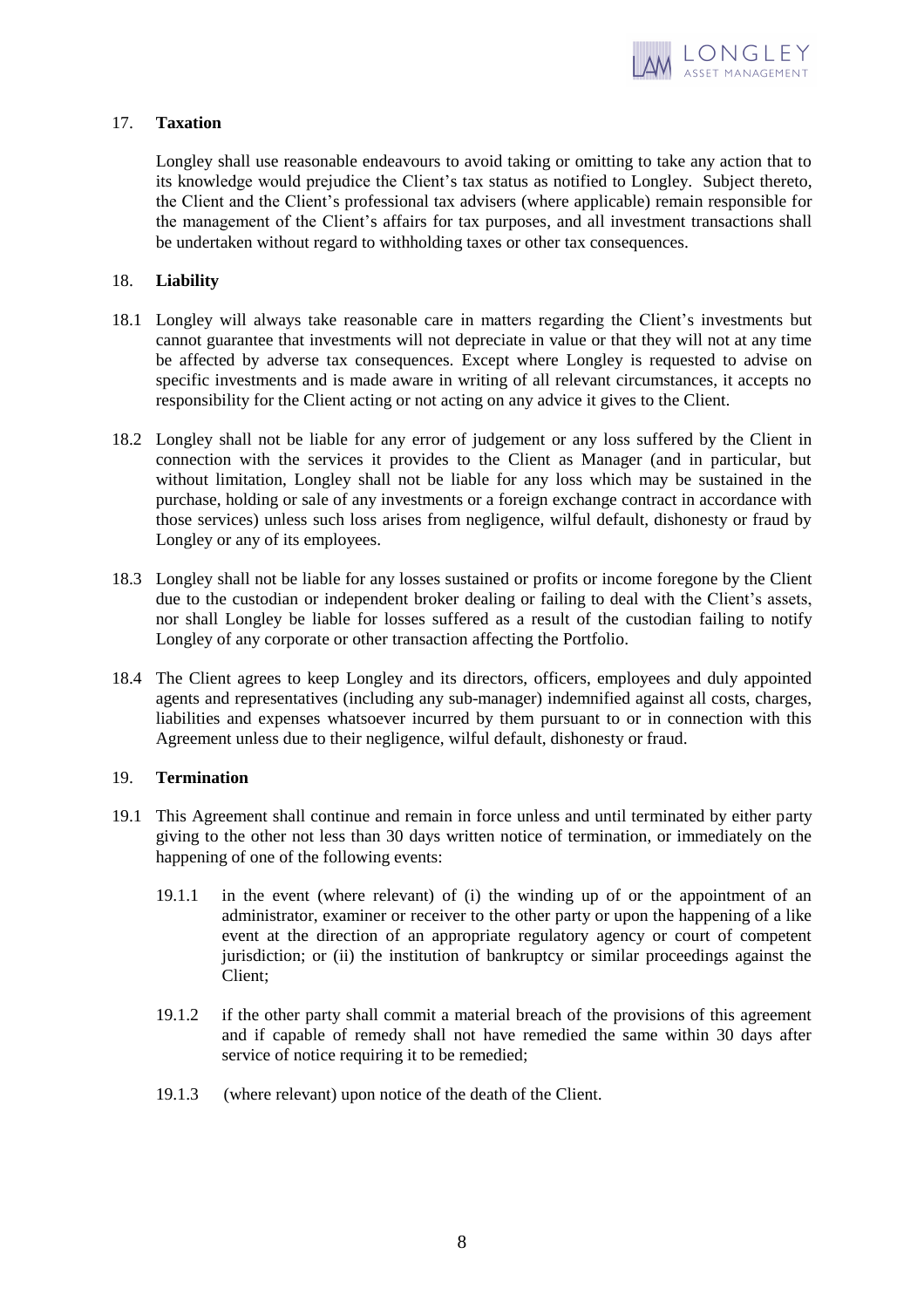## 17. **Taxation**

Longley shall use reasonable endeavours to avoid taking or omitting to take any action that to its knowledge would prejudice the Client's tax status as notified to Longley. Subject thereto, the Client and the Client's professional tax advisers (where applicable) remain responsible for the management of the Client's affairs for tax purposes, and all investment transactions shall be undertaken without regard to withholding taxes or other tax consequences.

## 18. **Liability**

18.1 Longley will always take reasonable care in matters regarding the Client's investments but cannot guarantee that investments will not depreciate in value or that they will not at any time be affected by adverse tax consequences. Except where Longley is requested to advise on specific investments and is made aware in writing of all relevant circumstances, it accepts no responsibility for the Client acting or not acting on any advice it gives to the Client.

18.2 Longley shall not be liable for any error of judgement or any loss suffered by the Client in connection with the services it provides to the Client as Manager (and in particular, but without limitation, Longley shall not be liable for any loss which may be sustained in the purchase, holding or sale of any investments or a foreign exchange contract in accordance with those services) unless such loss arises from negligence, wilful default, dishonesty or fraud by Longley or any of its employees.

18.3 Longley shall not be liable for any losses sustained or profits or income foregone by the Client due to the custodian or independent broker dealing or failing to deal with the Client's assets, nor shall Longley be liable for losses suffered as a result of the custodian failing to notify Longley of any corporate or other transaction affecting the Portfolio.

18.4 The Client agrees to keep Longley and its directors, officers, employees and duly appointed agents and representatives (including any sub-manager) indemnified against all costs, charges, liabilities and expenses whatsoever incurred by them pursuant to or in connection with this Agreement unless due to their negligence, wilful default, dishonesty or fraud.

## 19. **Termination**

19.1 This Agreement shall continue and remain in force unless and until terminated by either party giving to the other not less than 30 days written notice of termination, or immediately on the happening of one of the following events:

19.1.1 in the event (where relevant) of (i) the winding up of or the appointment of an administrator, examiner or receiver to the other party or upon the happening of a like event at the direction of an appropriate regulatory agency or court of competent jurisdiction; or (ii) the institution of bankruptcy or similar proceedings against the Client;

19.1.2 if the other party shall commit a material breach of the provisions of this agreement and if capable of remedy shall not have remedied the same within 30 days after service of notice requiring it to be remedied;

19.1.3 (where relevant) upon notice of the death of the Client.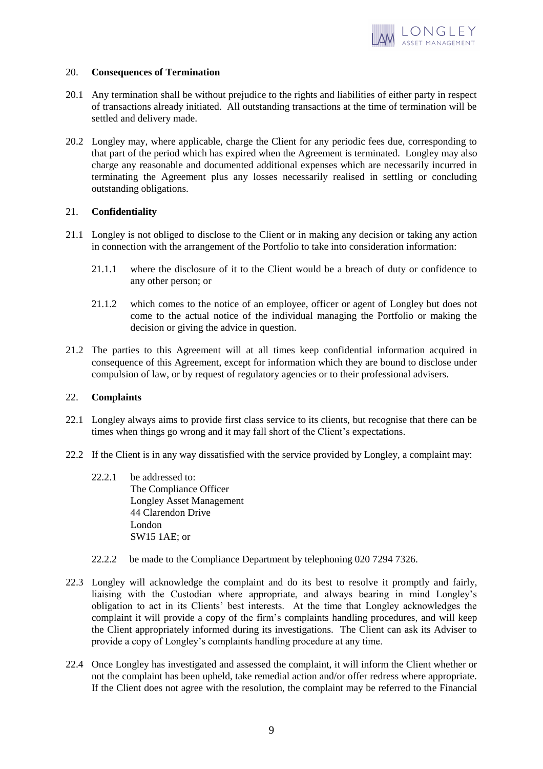## 20. **Consequences of Termination**

20.1 Any termination shall be without prejudice to the rights and liabilities of either party in respect of transactions already initiated. All outstanding transactions at the time of termination will be settled and delivery made.

20.2 Longley may, where applicable, charge the Client for any periodic fees due, corresponding to that part of the period which has expired when the Agreement is terminated. Longley may also charge any reasonable and documented additional expenses which are necessarily incurred in terminating the Agreement plus any losses necessarily realised in settling or concluding outstanding obligations.

## 21. **Confidentiality**

21.1 Longley is not obliged to disclose to the Client or in making any decision or taking any action in connection with the arrangement of the Portfolio to take into consideration information:

21.1.1 where the disclosure of it to the Client would be a breach of duty or confidence to any other person; or

21.1.2 which comes to the notice of an employee, officer or agent of Longley but does not come to the actual notice of the individual managing the Portfolio or making the decision or giving the advice in question.

21.2 The parties to this Agreement will at all times keep confidential information acquired in consequence of this Agreement, except for information which they are bound to disclose under compulsion of law, or by request of regulatory agencies or to their professional advisers.

## 22. **Complaints**

22.1 Longley always aims to provide first class service to its clients, but recognise that there can be times when things go wrong and it may fall short of the Client's expectations.

22.2 If the Client is in any way dissatisfied with the service provided by Longley, a complaint may:

22.2.1 be addressed to:
The Compliance Officer
Longley Asset Management
44 Clarendon Drive
London
SW15 1AE; or

22.2.2 be made to the Compliance Department by telephoning 020 7294 7326.

22.3 Longley will acknowledge the complaint and do its best to resolve it promptly and fairly, liaising with the Custodian where appropriate, and always bearing in mind Longley's obligation to act in its Clients' best interests. At the time that Longley acknowledges the complaint it will provide a copy of the firm's complaints handling procedures, and will keep the Client appropriately informed during its investigations. The Client can ask its Adviser to provide a copy of Longley's complaints handling procedure at any time.

22.4 Once Longley has investigated and assessed the complaint, it will inform the Client whether or not the complaint has been upheld, take remedial action and/or offer redress where appropriate. If the Client does not agree with the resolution, the complaint may be referred to the Financial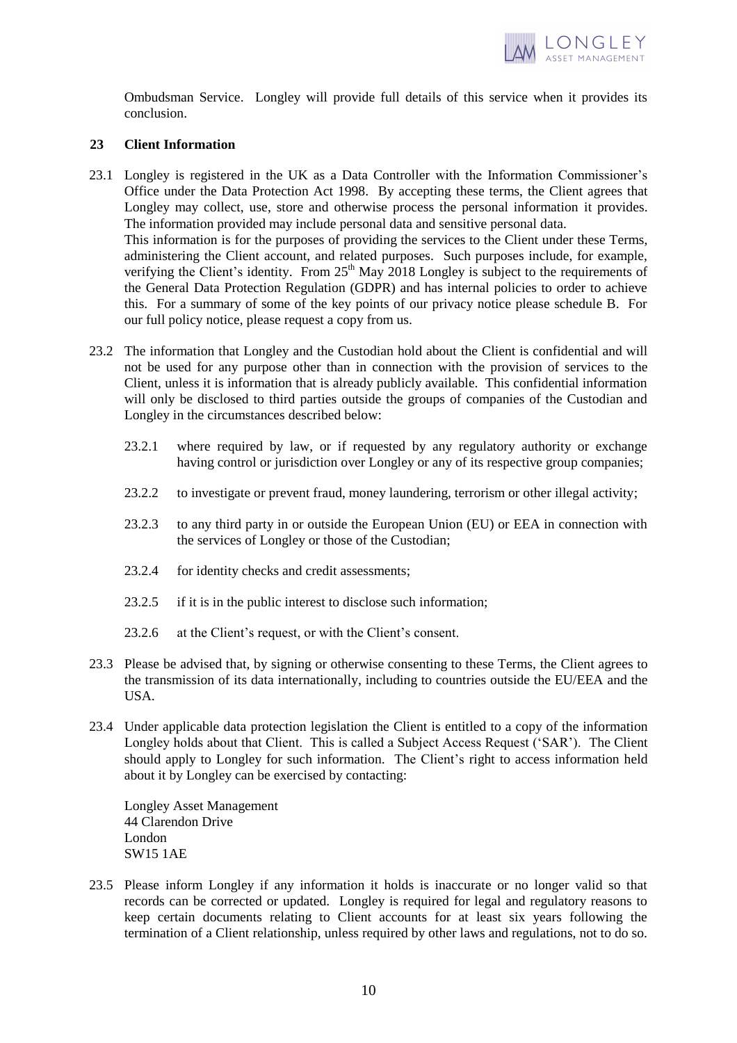Ombudsman Service. Longley will provide full details of this service when it provides its conclusion.

## 23 Client Information

23.1 Longley is registered in the UK as a Data Controller with the Information Commissioner's Office under the Data Protection Act 1998. By accepting these terms, the Client agrees that Longley may collect, use, store and otherwise process the personal information it provides. The information provided may include personal data and sensitive personal data.
This information is for the purposes of providing the services to the Client under these Terms, administering the Client account, and related purposes. Such purposes include, for example, verifying the Client's identity. From 25th May 2018 Longley is subject to the requirements of the General Data Protection Regulation (GDPR) and has internal policies to order to achieve this. For a summary of some of the key points of our privacy notice please schedule B. For our full policy notice, please request a copy from us.

23.2 The information that Longley and the Custodian hold about the Client is confidential and will not be used for any purpose other than in connection with the provision of services to the Client, unless it is information that is already publicly available. This confidential information will only be disclosed to third parties outside the groups of companies of the Custodian and Longley in the circumstances described below:

- 23.2.1 where required by law, or if requested by any regulatory authority or exchange having control or jurisdiction over Longley or any of its respective group companies;
- 23.2.2 to investigate or prevent fraud, money laundering, terrorism or other illegal activity;
- 23.2.3 to any third party in or outside the European Union (EU) or EEA in connection with the services of Longley or those of the Custodian;
- 23.2.4 for identity checks and credit assessments;
- 23.2.5 if it is in the public interest to disclose such information;
- 23.2.6 at the Client's request, or with the Client's consent.

23.3 Please be advised that, by signing or otherwise consenting to these Terms, the Client agrees to the transmission of its data internationally, including to countries outside the EU/EEA and the USA.

23.4 Under applicable data protection legislation the Client is entitled to a copy of the information Longley holds about that Client. This is called a Subject Access Request ('SAR'). The Client should apply to Longley for such information. The Client's right to access information held about it by Longley can be exercised by contacting:

Longley Asset Management
44 Clarendon Drive
London
SW15 1AE

23.5 Please inform Longley if any information it holds is inaccurate or no longer valid so that records can be corrected or updated. Longley is required for legal and regulatory reasons to keep certain documents relating to Client accounts for at least six years following the termination of a Client relationship, unless required by other laws and regulations, not to do so.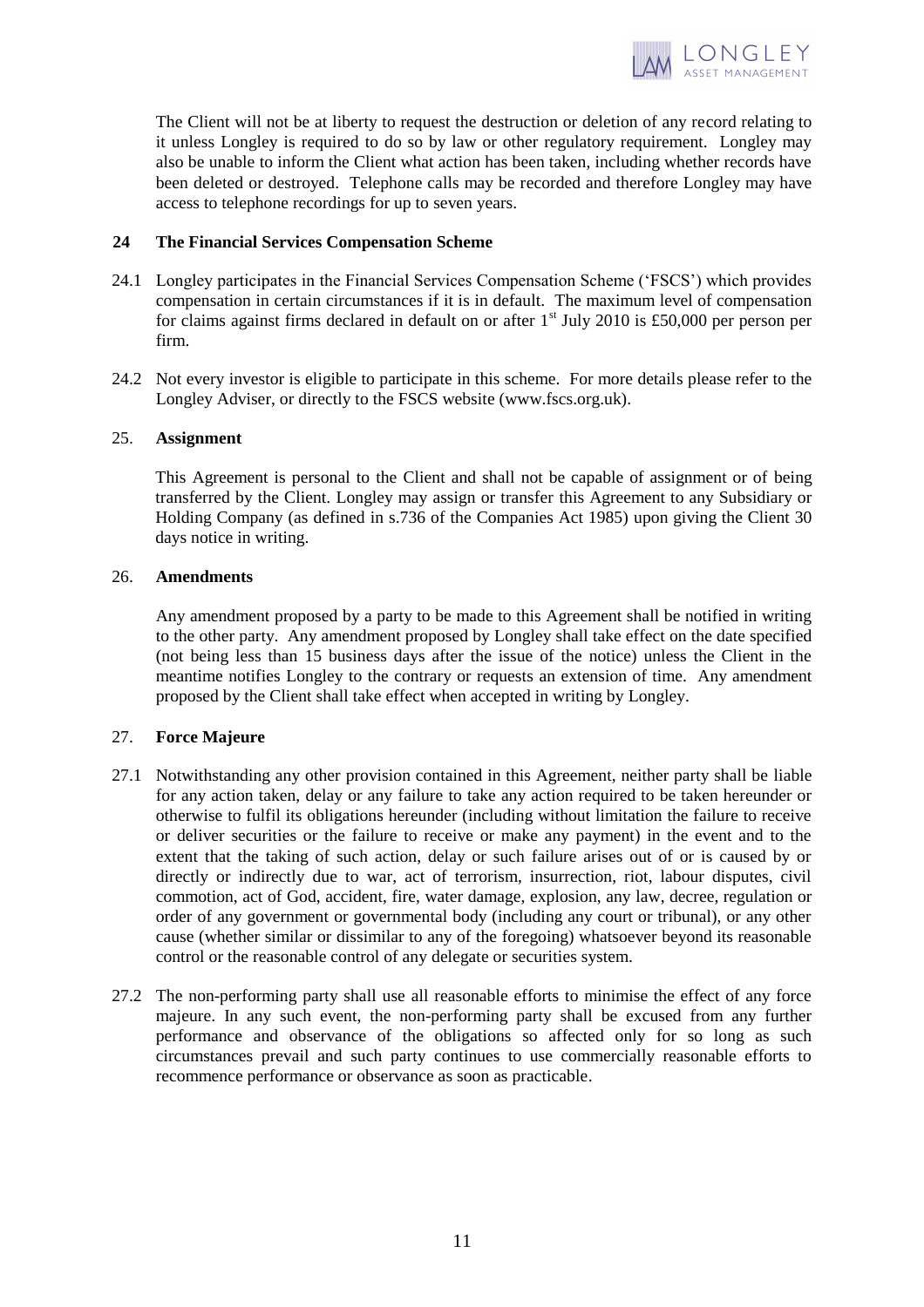The Client will not be at liberty to request the destruction or deletion of any record relating to it unless Longley is required to do so by law or other regulatory requirement. Longley may also be unable to inform the Client what action has been taken, including whether records have been deleted or destroyed. Telephone calls may be recorded and therefore Longley may have access to telephone recordings for up to seven years.

## 24 The Financial Services Compensation Scheme

24.1 Longley participates in the Financial Services Compensation Scheme ('FSCS') which provides compensation in certain circumstances if it is in default. The maximum level of compensation for claims against firms declared in default on or after 1st July 2010 is £50,000 per person per firm.

24.2 Not every investor is eligible to participate in this scheme. For more details please refer to the Longley Adviser, or directly to the FSCS website (www.fscs.org.uk).

## 25. Assignment

This Agreement is personal to the Client and shall not be capable of assignment or of being transferred by the Client. Longley may assign or transfer this Agreement to any Subsidiary or Holding Company (as defined in s.736 of the Companies Act 1985) upon giving the Client 30 days notice in writing.

## 26. Amendments

Any amendment proposed by a party to be made to this Agreement shall be notified in writing to the other party. Any amendment proposed by Longley shall take effect on the date specified (not being less than 15 business days after the issue of the notice) unless the Client in the meantime notifies Longley to the contrary or requests an extension of time. Any amendment proposed by the Client shall take effect when accepted in writing by Longley.

## 27. Force Majeure

27.1 Notwithstanding any other provision contained in this Agreement, neither party shall be liable for any action taken, delay or any failure to take any action required to be taken hereunder or otherwise to fulfil its obligations hereunder (including without limitation the failure to receive or deliver securities or the failure to receive or make any payment) in the event and to the extent that the taking of such action, delay or such failure arises out of or is caused by or directly or indirectly due to war, act of terrorism, insurrection, riot, labour disputes, civil commotion, act of God, accident, fire, water damage, explosion, any law, decree, regulation or order of any government or governmental body (including any court or tribunal), or any other cause (whether similar or dissimilar to any of the foregoing) whatsoever beyond its reasonable control or the reasonable control of any delegate or securities system.

27.2 The non-performing party shall use all reasonable efforts to minimise the effect of any force majeure. In any such event, the non-performing party shall be excused from any further performance and observance of the obligations so affected only for so long as such circumstances prevail and such party continues to use commercially reasonable efforts to recommence performance or observance as soon as practicable.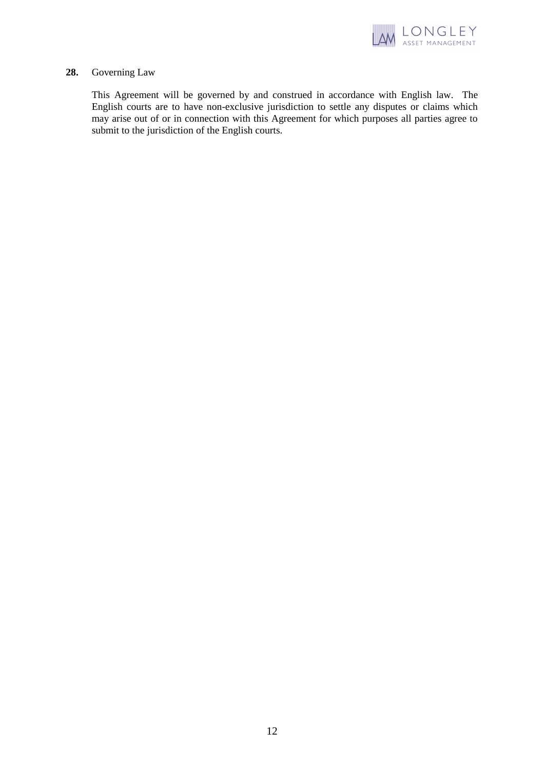**28.** Governing Law

This Agreement will be governed by and construed in accordance with English law. The English courts are to have non-exclusive jurisdiction to settle any disputes or claims which may arise out of or in connection with this Agreement for which purposes all parties agree to submit to the jurisdiction of the English courts.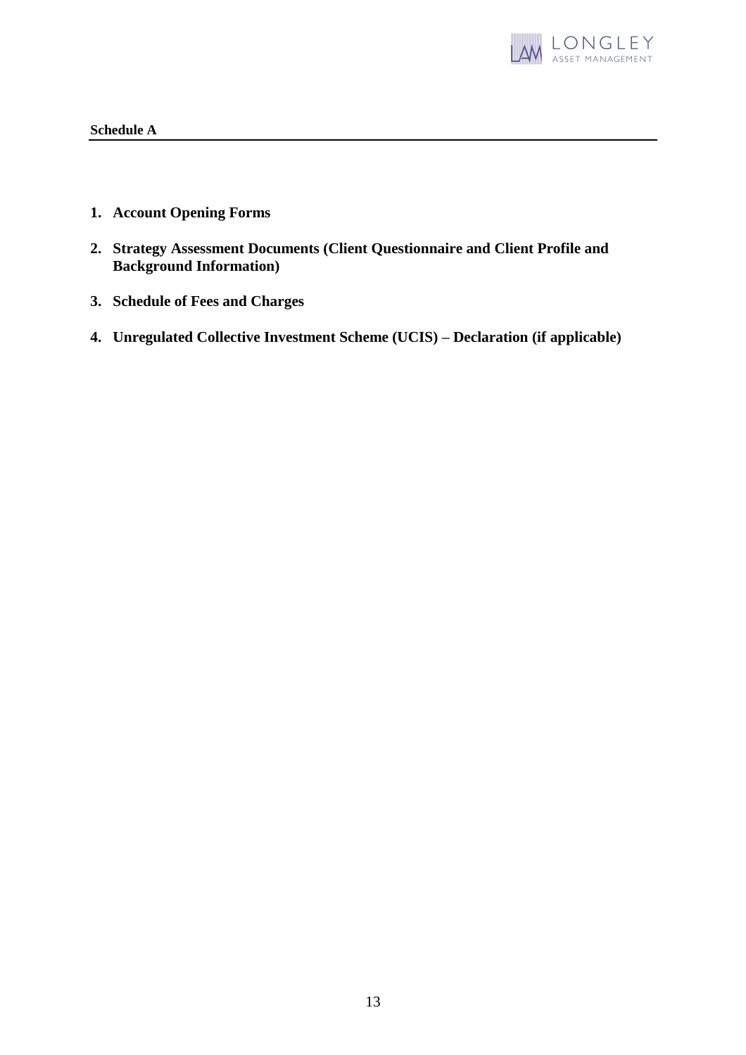**Schedule A**

1. **Account Opening Forms**
2. **Strategy Assessment Documents (Client Questionnaire and Client Profile and Background Information)**
3. **Schedule of Fees and Charges**
4. **Unregulated Collective Investment Scheme (UCIS) – Declaration (if applicable)**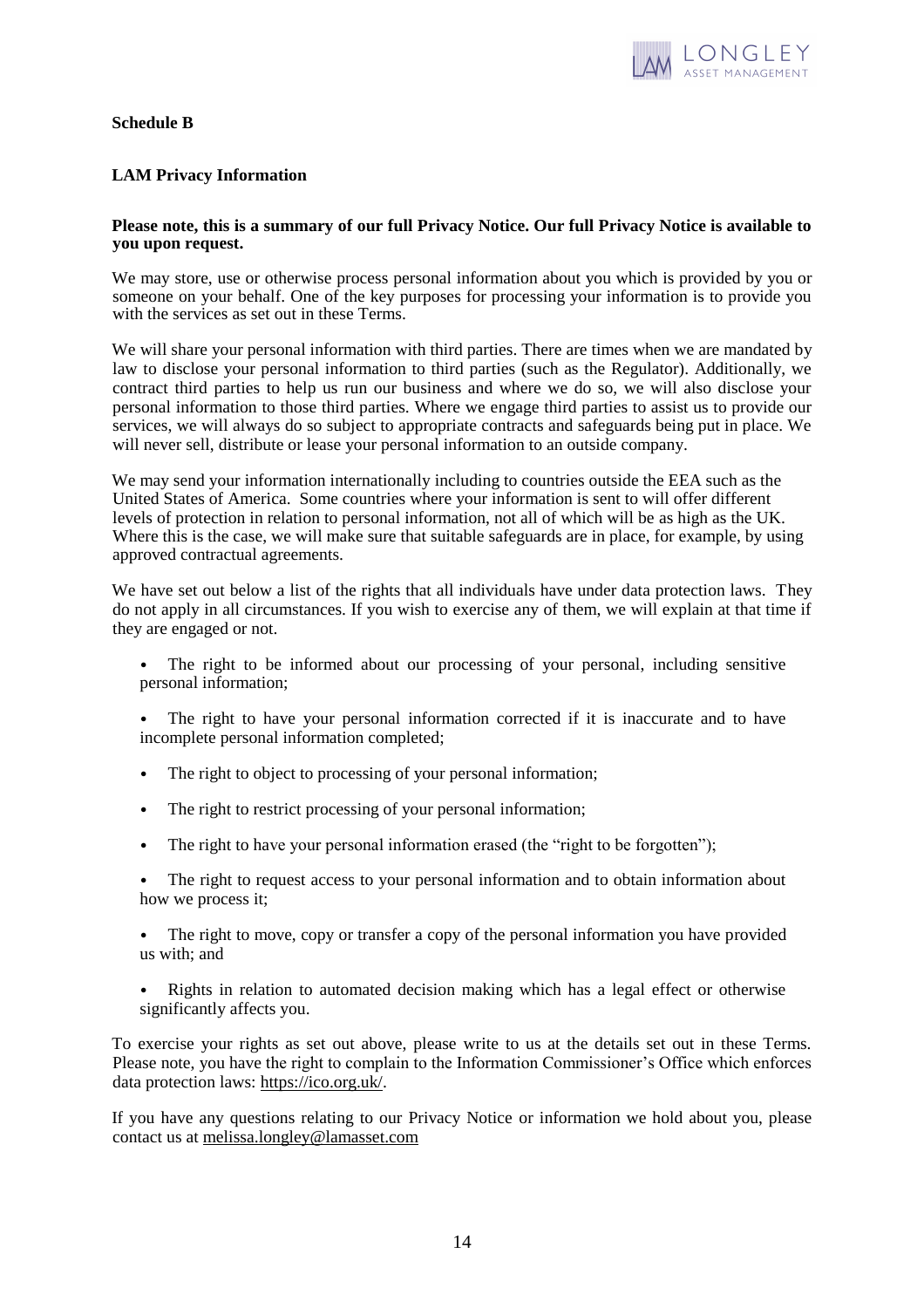**Schedule B**

**LAM Privacy Information**

**Please note, this is a summary of our full Privacy Notice. Our full Privacy Notice is available to you upon request.**

We may store, use or otherwise process personal information about you which is provided by you or someone on your behalf. One of the key purposes for processing your information is to provide you with the services as set out in these Terms.

We will share your personal information with third parties. There are times when we are mandated by law to disclose your personal information to third parties (such as the Regulator). Additionally, we contract third parties to help us run our business and where we do so, we will also disclose your personal information to those third parties. Where we engage third parties to assist us to provide our services, we will always do so subject to appropriate contracts and safeguards being put in place. We will never sell, distribute or lease your personal information to an outside company.

We may send your information internationally including to countries outside the EEA such as the United States of America. Some countries where your information is sent to will offer different levels of protection in relation to personal information, not all of which will be as high as the UK. Where this is the case, we will make sure that suitable safeguards are in place, for example, by using approved contractual agreements.

We have set out below a list of the rights that all individuals have under data protection laws. They do not apply in all circumstances. If you wish to exercise any of them, we will explain at that time if they are engaged or not.

- The right to be informed about our processing of your personal, including sensitive personal information;
- The right to have your personal information corrected if it is inaccurate and to have incomplete personal information completed;
- The right to object to processing of your personal information;
- The right to restrict processing of your personal information;
- The right to have your personal information erased (the "right to be forgotten");
- The right to request access to your personal information and to obtain information about how we process it;
- The right to move, copy or transfer a copy of the personal information you have provided us with; and
- Rights in relation to automated decision making which has a legal effect or otherwise significantly affects you.

To exercise your rights as set out above, please write to us at the details set out in these Terms. Please note, you have the right to complain to the Information Commissioner's Office which enforces data protection laws: https://ico.org.uk/.

If you have any questions relating to our Privacy Notice or information we hold about you, please contact us at melissa.longley@lamasset.com